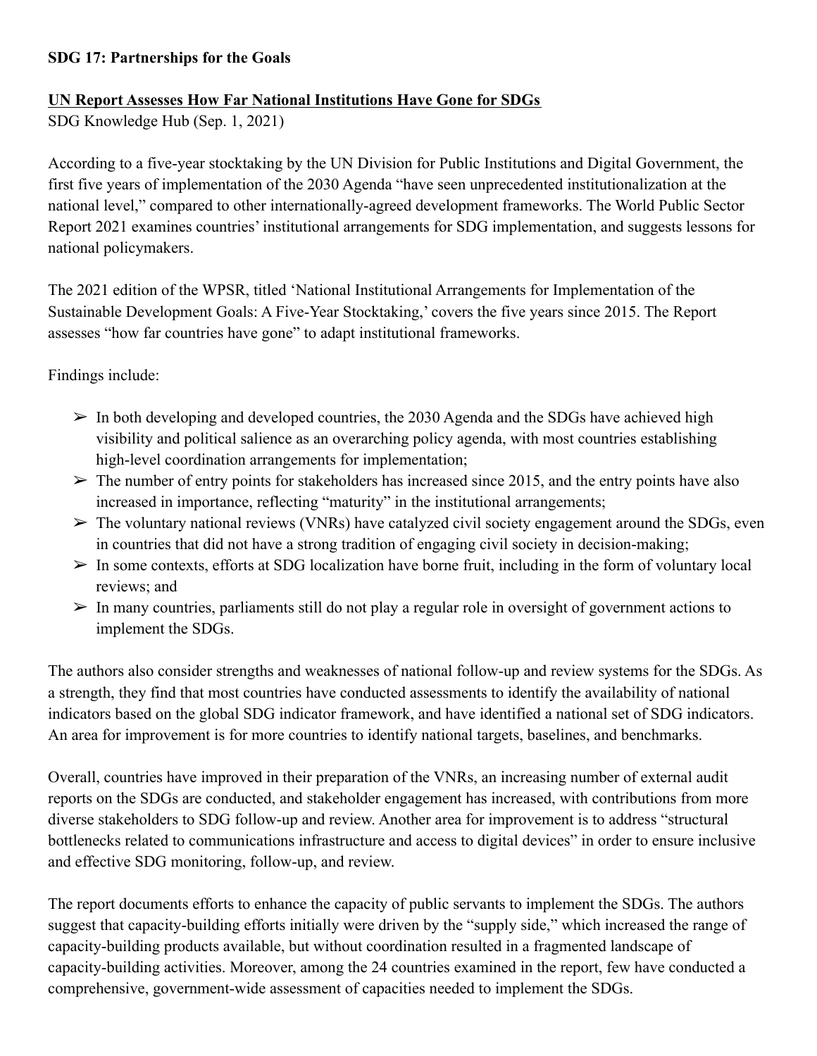**SDG 17: Partnerships for the Goals**

**UN Report Assesses How Far National Institutions Have Gone for SDGs**

SDG Knowledge Hub (Sep. 1, 2021)

According to a five-year stocktaking by the UN Division for Public Institutions and Digital Government, the first five years of implementation of the 2030 Agenda "have seen unprecedented institutionalization at the national level," compared to other internationally-agreed development frameworks. The World Public Sector Report 2021 examines countries' institutional arrangements for SDG implementation, and suggests lessons for national policymakers.

The 2021 edition of the WPSR, titled 'National Institutional Arrangements for Implementation of the Sustainable Development Goals: A Five-Year Stocktaking,' covers the five years since 2015. The Report assesses "how far countries have gone" to adapt institutional frameworks.

Findings include:

- In both developing and developed countries, the 2030 Agenda and the SDGs have achieved high visibility and political salience as an overarching policy agenda, with most countries establishing high-level coordination arrangements for implementation;
- The number of entry points for stakeholders has increased since 2015, and the entry points have also increased in importance, reflecting "maturity" in the institutional arrangements;
- The voluntary national reviews (VNRs) have catalyzed civil society engagement around the SDGs, even in countries that did not have a strong tradition of engaging civil society in decision-making;
- In some contexts, efforts at SDG localization have borne fruit, including in the form of voluntary local reviews; and
- In many countries, parliaments still do not play a regular role in oversight of government actions to implement the SDGs.

The authors also consider strengths and weaknesses of national follow-up and review systems for the SDGs. As a strength, they find that most countries have conducted assessments to identify the availability of national indicators based on the global SDG indicator framework, and have identified a national set of SDG indicators. An area for improvement is for more countries to identify national targets, baselines, and benchmarks.

Overall, countries have improved in their preparation of the VNRs, an increasing number of external audit reports on the SDGs are conducted, and stakeholder engagement has increased, with contributions from more diverse stakeholders to SDG follow-up and review. Another area for improvement is to address "structural bottlenecks related to communications infrastructure and access to digital devices" in order to ensure inclusive and effective SDG monitoring, follow-up, and review.

The report documents efforts to enhance the capacity of public servants to implement the SDGs. The authors suggest that capacity-building efforts initially were driven by the "supply side," which increased the range of capacity-building products available, but without coordination resulted in a fragmented landscape of capacity-building activities. Moreover, among the 24 countries examined in the report, few have conducted a comprehensive, government-wide assessment of capacities needed to implement the SDGs.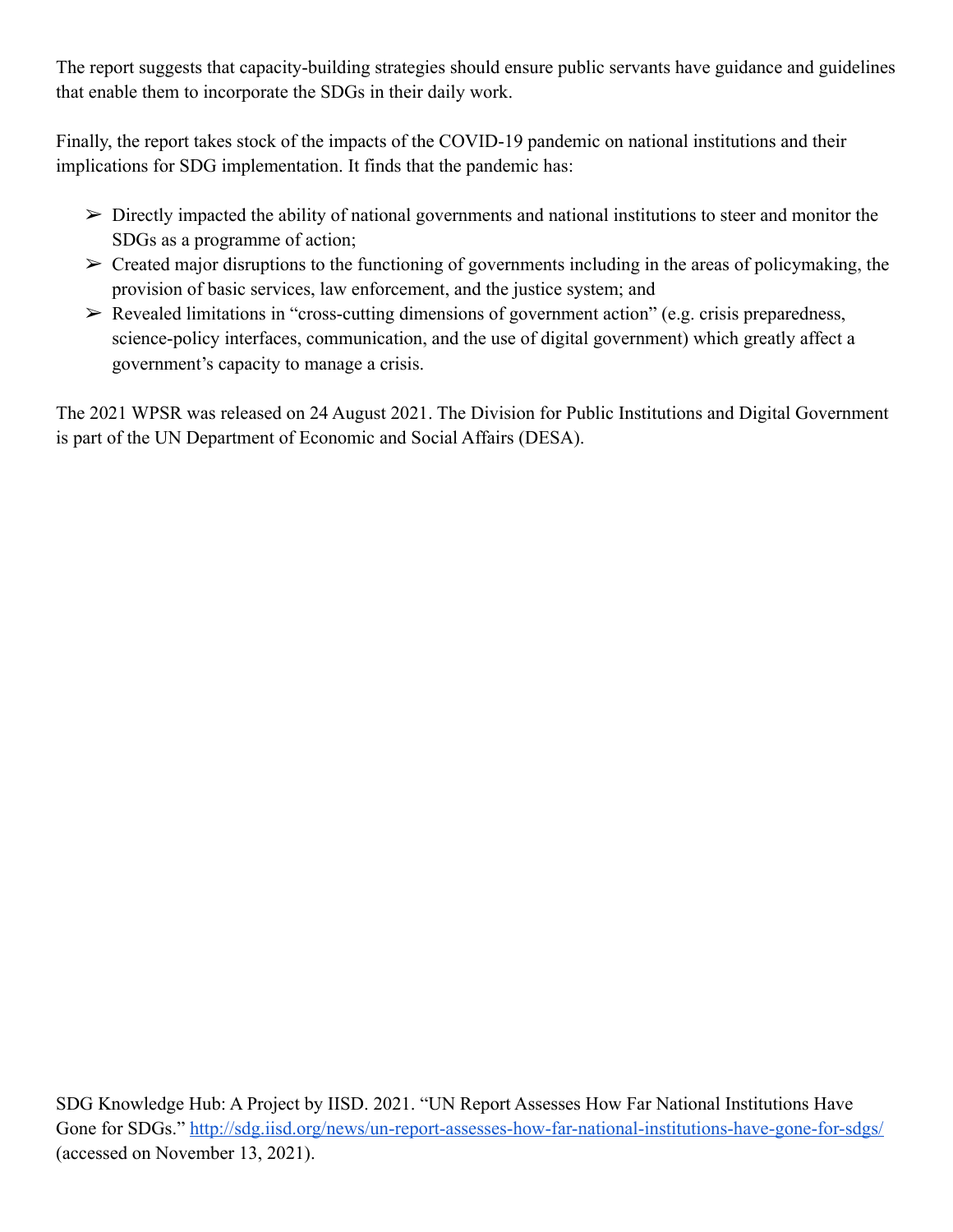The report suggests that capacity-building strategies should ensure public servants have guidance and guidelines that enable them to incorporate the SDGs in their daily work.

Finally, the report takes stock of the impacts of the COVID-19 pandemic on national institutions and their implications for SDG implementation. It finds that the pandemic has:

- Directly impacted the ability of national governments and national institutions to steer and monitor the SDGs as a programme of action;
- Created major disruptions to the functioning of governments including in the areas of policymaking, the provision of basic services, law enforcement, and the justice system; and
- Revealed limitations in "cross-cutting dimensions of government action" (e.g. crisis preparedness, science-policy interfaces, communication, and the use of digital government) which greatly affect a government's capacity to manage a crisis.

The 2021 WPSR was released on 24 August 2021. The Division for Public Institutions and Digital Government is part of the UN Department of Economic and Social Affairs (DESA).

SDG Knowledge Hub: A Project by IISD. 2021. "UN Report Assesses How Far National Institutions Have Gone for SDGs." http://sdg.iisd.org/news/un-report-assesses-how-far-national-institutions-have-gone-for-sdgs/ (accessed on November 13, 2021).